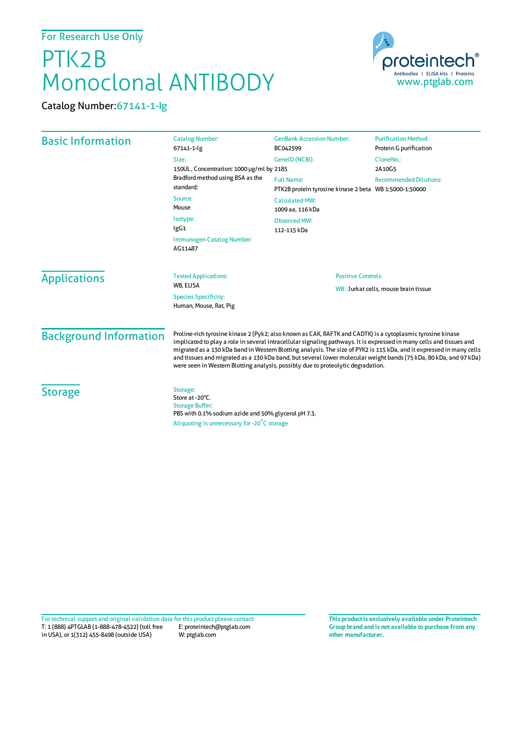For Research Use Only

# PTK2B Monoclonal ANTIBODY

Catalog Number: 67141-1-Ig

## Basic Information

**Catalog Number:**
67141-1-Ig

**Size:**
150UL , Concentration: 1000 μg/ml by Bradford method using BSA as the standard;

**Source:**
Mouse

**Isotype:**
IgG1

**Immunogen Catalog Number:**
AG11487

**GenBank Accession Number:**
BC042599

**GeneID (NCBI):**
2185

**Full Name:**
PTK2B protein tyrosine kinase 2 beta

**Calculated MW:**
1009 aa, 116 kDa

**Observed MW:**
112-115 kDa

**Purification Method:**
Protein G purification

**CloneNo.:**
2A10G5

**Recommended Dilutions:**
WB 1:5000-1:50000

## Applications

**Tested Applications:**
WB, ELISA

**Species Specificity:**
Human, Mouse, Rat, Pig

**Positive Controls:**
WB : Jurkat cells, mouse brain tissue

## Background Information

Proline-rich tyrosine kinase 2 (Pyk2; also known as CAK, RAFTK and CADTK) is a cytoplasmic tyrosine kinase implicated to play a role in several intracellular signaling pathways. It is expressed in many cells and tissues and migrated as a 130 kDa band in Western Blotting analysis. The size of PYK2 is 115 kDa, and it expressed in many cells and tissues and migrated as a 130 kDa band, but several lower molecular weight bands (75 kDa, 80 kDa, and 97 kDa) were seen in Western Blotting analysis, possibly due to proteolytic degradation.

## Storage

**Storage:**
Store at -20°C.

**Storage Buffer:**
PBS with 0.1% sodium azide and 50% glycerol pH 7.3.

Aliquoting is unnecessary for -20°C storage

For technical support and original validation data for this product please contact:
T: 1 (888) 4PTGLAB (1-888-478-4522) (toll free in USA), or 1(312) 455-8498 (outside USA)
E: proteintech@ptglab.com
W: ptglab.com

**This product is exclusively available under Proteintech Group brand and is not available to purchase from any other manufacturer.**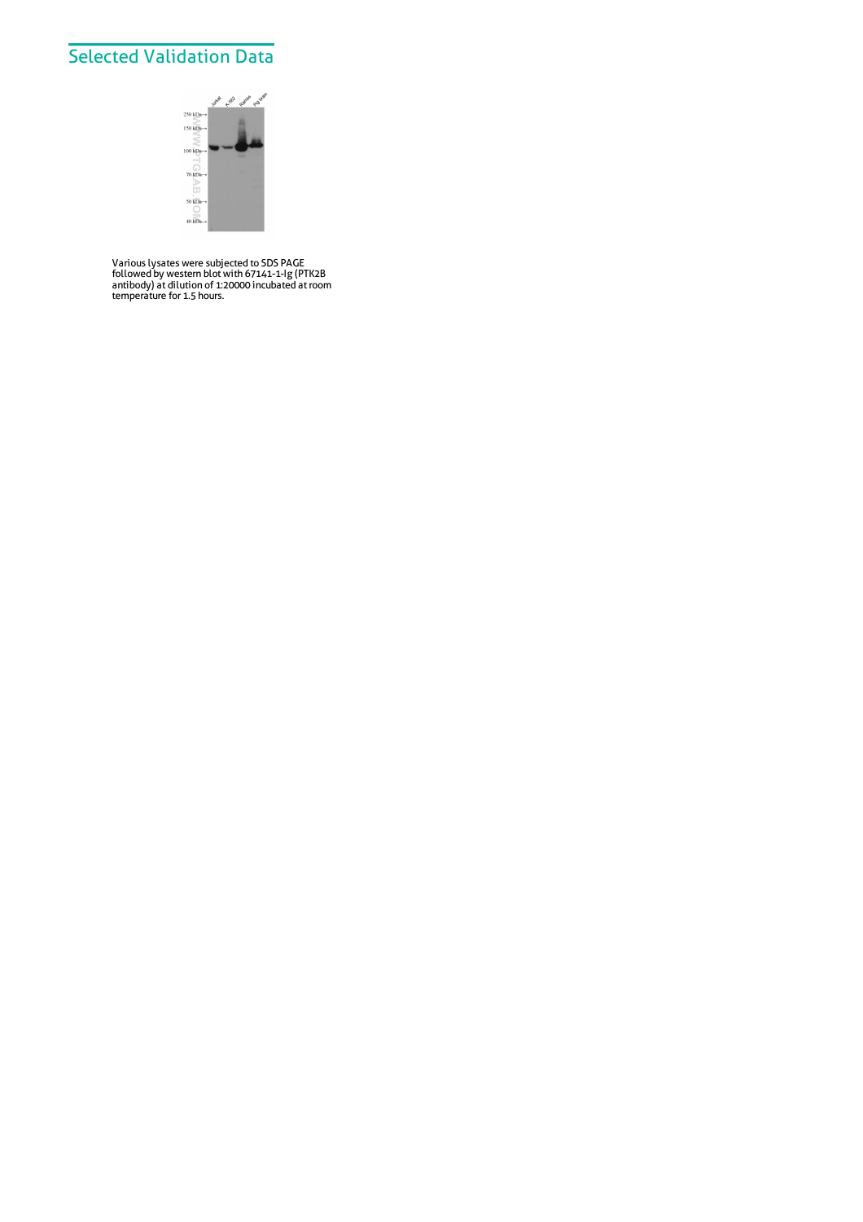## Selected Validation Data

Jurkat
K-562
Ramos
Pig brain

250 kDa
150 kDa
100 kDa
70 kDa
50 kDa
40 kDa

Various lysates were subjected to SDS PAGE followed by western blot with 67141-1-Ig (PTK2B antibody) at dilution of 1:20000 incubated at room temperature for 1.5 hours.